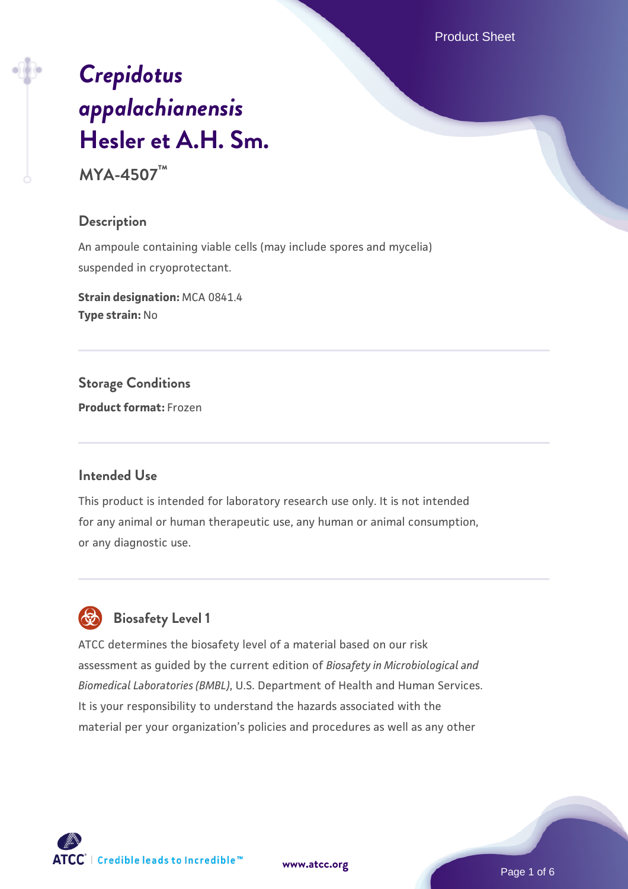# *Crepidotus appalachianensis* Hesler et A.H. Sm.

**MYA-4507™**

## Description

An ampoule containing viable cells (may include spores and mycelia) suspended in cryoprotectant.

**Strain designation:** MCA 0841.4
**Type strain:** No

## Storage Conditions

**Product format:** Frozen

## Intended Use

This product is intended for laboratory research use only. It is not intended for any animal or human therapeutic use, any human or animal consumption, or any diagnostic use.

## Biosafety Level 1

ATCC determines the biosafety level of a material based on our risk assessment as guided by the current edition of *Biosafety in Microbiological and Biomedical Laboratories (BMBL)*, U.S. Department of Health and Human Services. It is your responsibility to understand the hazards associated with the material per your organization's policies and procedures as well as any other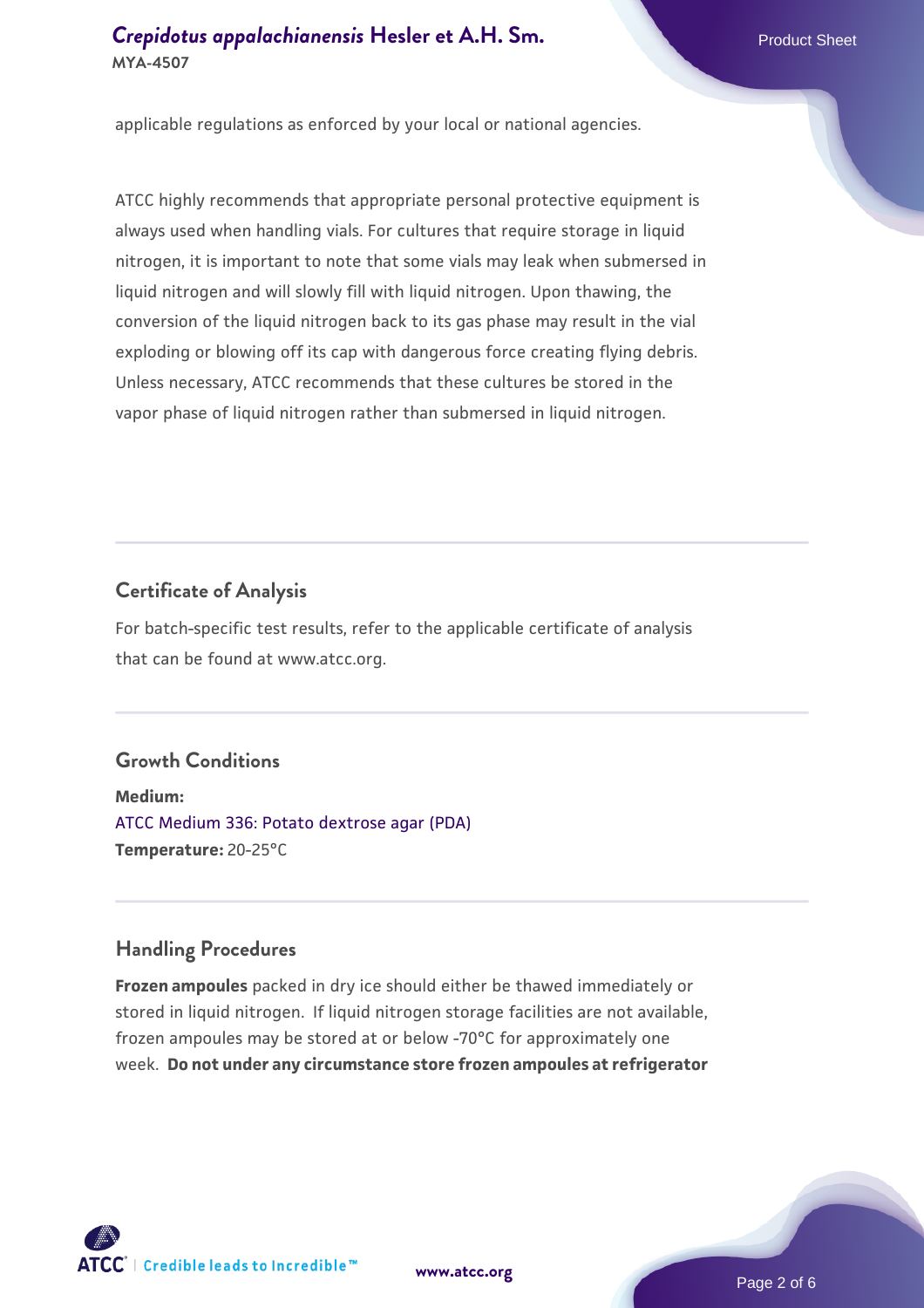applicable regulations as enforced by your local or national agencies.

ATCC highly recommends that appropriate personal protective equipment is always used when handling vials. For cultures that require storage in liquid nitrogen, it is important to note that some vials may leak when submersed in liquid nitrogen and will slowly fill with liquid nitrogen. Upon thawing, the conversion of the liquid nitrogen back to its gas phase may result in the vial exploding or blowing off its cap with dangerous force creating flying debris. Unless necessary, ATCC recommends that these cultures be stored in the vapor phase of liquid nitrogen rather than submersed in liquid nitrogen.

## Certificate of Analysis

For batch-specific test results, refer to the applicable certificate of analysis that can be found at www.atcc.org.

## Growth Conditions

**Medium:**
ATCC Medium 336: Potato dextrose agar (PDA)
**Temperature:** 20-25°C

## Handling Procedures

**Frozen ampoules** packed in dry ice should either be thawed immediately or stored in liquid nitrogen. If liquid nitrogen storage facilities are not available, frozen ampoules may be stored at or below -70°C for approximately one week. **Do not under any circumstance store frozen ampoules at refrigerator**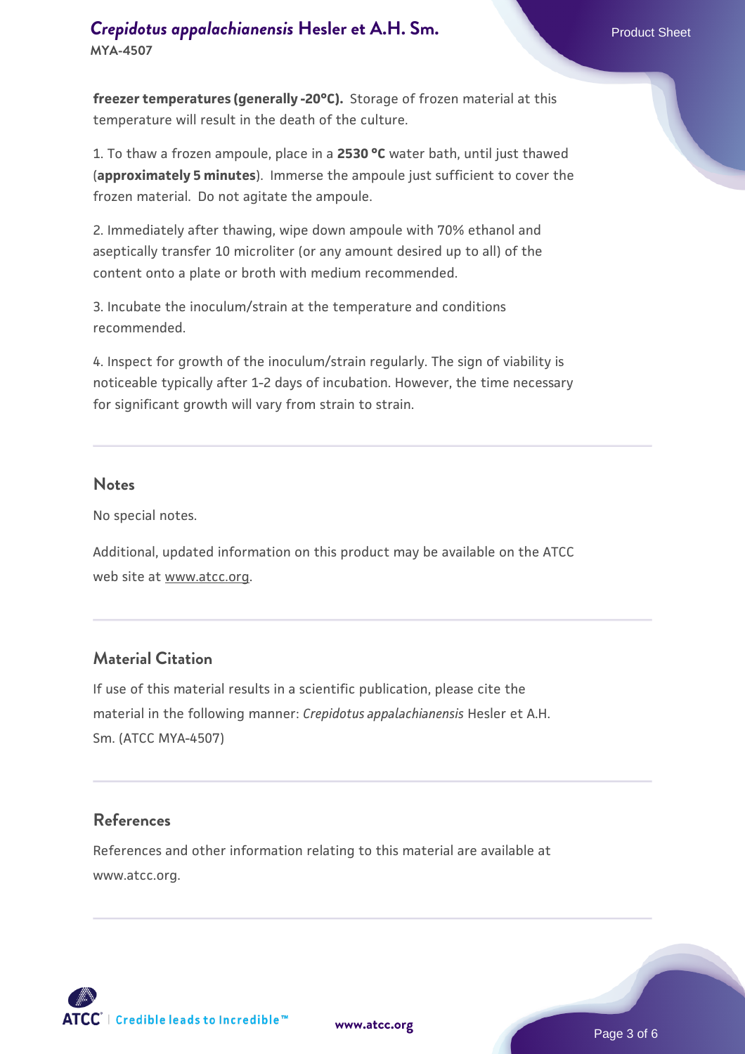**freezer temperatures (generally -20°C).** Storage of frozen material at this temperature will result in the death of the culture.

1. To thaw a frozen ampoule, place in a **2530 °C** water bath, until just thawed (**approximately 5 minutes**). Immerse the ampoule just sufficient to cover the frozen material. Do not agitate the ampoule.

2. Immediately after thawing, wipe down ampoule with 70% ethanol and aseptically transfer 10 microliter (or any amount desired up to all) of the content onto a plate or broth with medium recommended.

3. Incubate the inoculum/strain at the temperature and conditions recommended.

4. Inspect for growth of the inoculum/strain regularly. The sign of viability is noticeable typically after 1-2 days of incubation. However, the time necessary for significant growth will vary from strain to strain.

## Notes

No special notes.

Additional, updated information on this product may be available on the ATCC web site at www.atcc.org.

## Material Citation

If use of this material results in a scientific publication, please cite the material in the following manner: *Crepidotus appalachianensis* Hesler et A.H. Sm. (ATCC MYA-4507)

## References

References and other information relating to this material are available at www.atcc.org.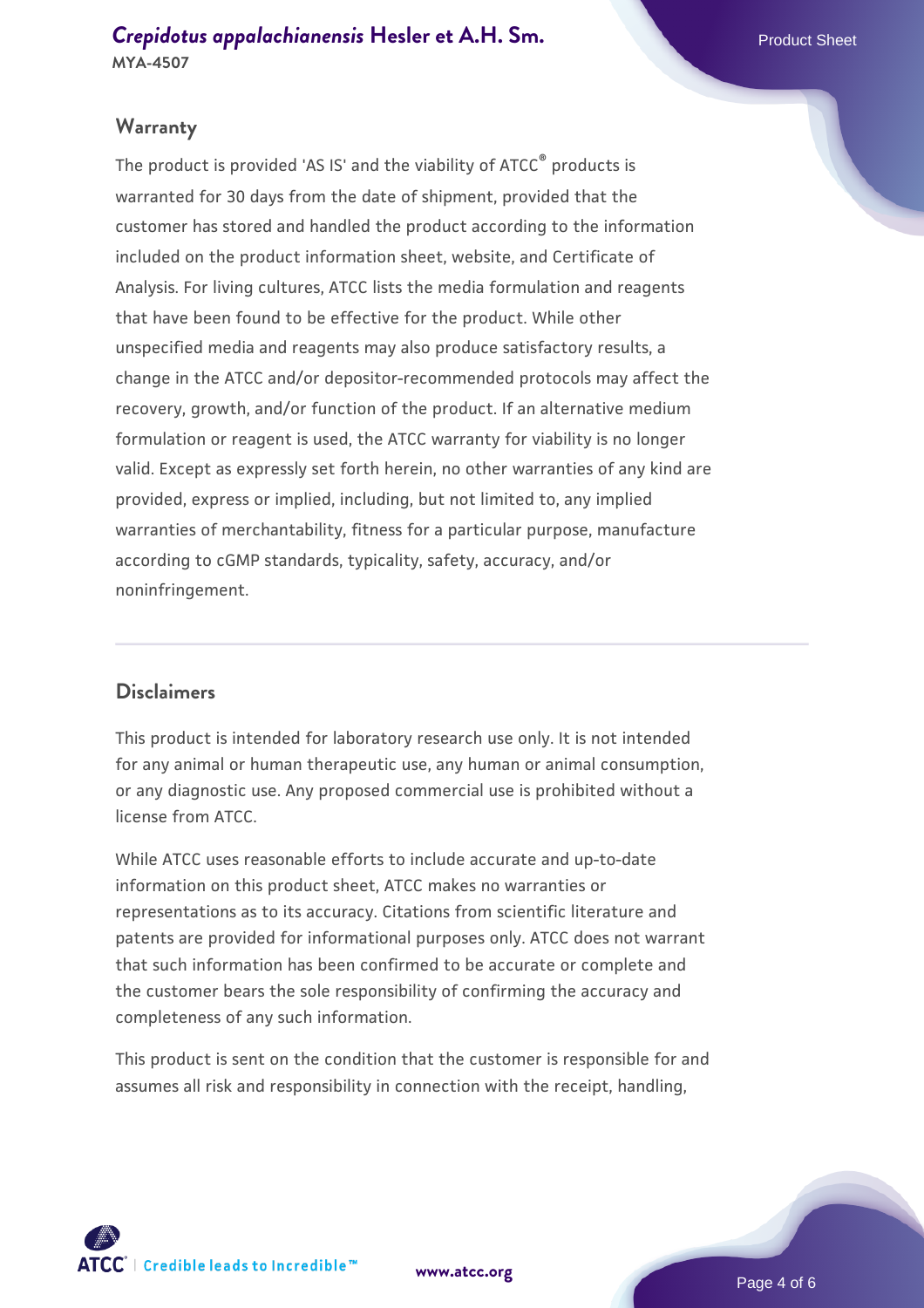## Warranty

The product is provided 'AS IS' and the viability of ATCC® products is warranted for 30 days from the date of shipment, provided that the customer has stored and handled the product according to the information included on the product information sheet, website, and Certificate of Analysis. For living cultures, ATCC lists the media formulation and reagents that have been found to be effective for the product. While other unspecified media and reagents may also produce satisfactory results, a change in the ATCC and/or depositor-recommended protocols may affect the recovery, growth, and/or function of the product. If an alternative medium formulation or reagent is used, the ATCC warranty for viability is no longer valid. Except as expressly set forth herein, no other warranties of any kind are provided, express or implied, including, but not limited to, any implied warranties of merchantability, fitness for a particular purpose, manufacture according to cGMP standards, typicality, safety, accuracy, and/or noninfringement.

## Disclaimers

This product is intended for laboratory research use only. It is not intended for any animal or human therapeutic use, any human or animal consumption, or any diagnostic use. Any proposed commercial use is prohibited without a license from ATCC.

While ATCC uses reasonable efforts to include accurate and up-to-date information on this product sheet, ATCC makes no warranties or representations as to its accuracy. Citations from scientific literature and patents are provided for informational purposes only. ATCC does not warrant that such information has been confirmed to be accurate or complete and the customer bears the sole responsibility of confirming the accuracy and completeness of any such information.

This product is sent on the condition that the customer is responsible for and assumes all risk and responsibility in connection with the receipt, handling,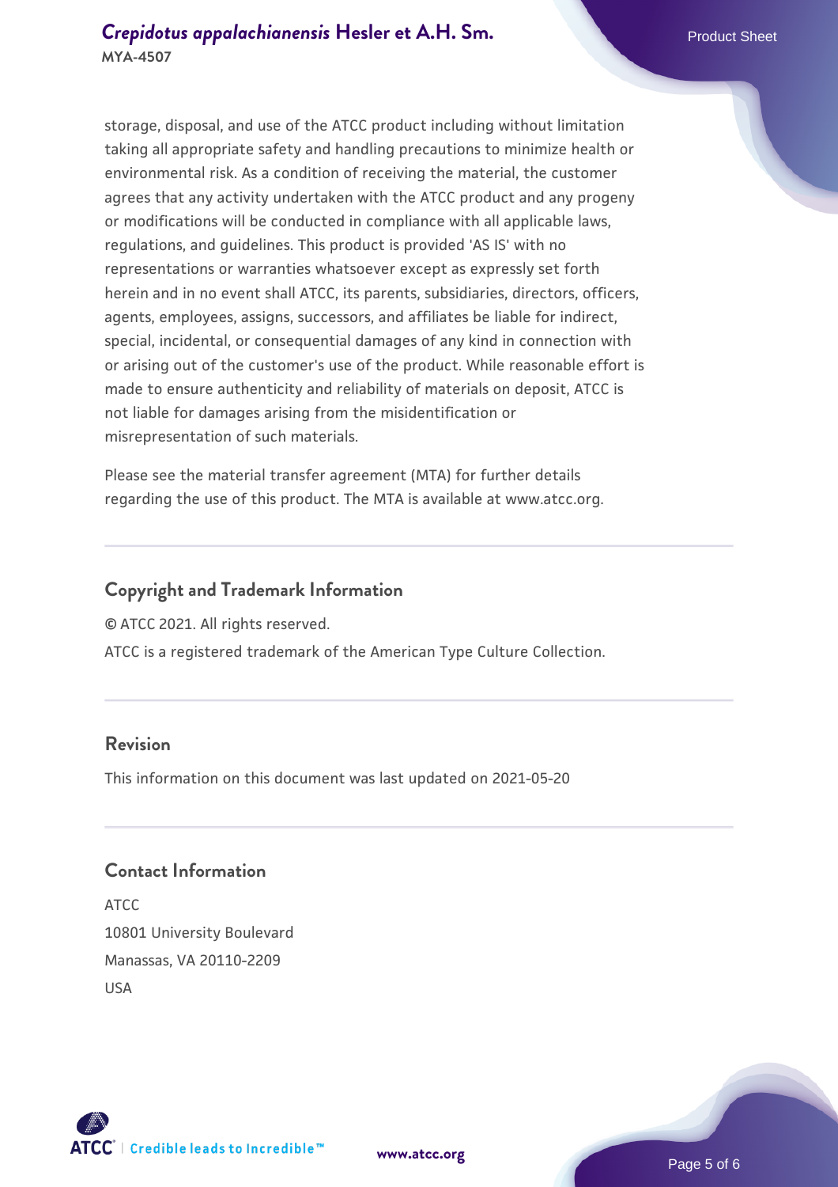storage, disposal, and use of the ATCC product including without limitation taking all appropriate safety and handling precautions to minimize health or environmental risk. As a condition of receiving the material, the customer agrees that any activity undertaken with the ATCC product and any progeny or modifications will be conducted in compliance with all applicable laws, regulations, and guidelines. This product is provided 'AS IS' with no representations or warranties whatsoever except as expressly set forth herein and in no event shall ATCC, its parents, subsidiaries, directors, officers, agents, employees, assigns, successors, and affiliates be liable for indirect, special, incidental, or consequential damages of any kind in connection with or arising out of the customer's use of the product. While reasonable effort is made to ensure authenticity and reliability of materials on deposit, ATCC is not liable for damages arising from the misidentification or misrepresentation of such materials.

Please see the material transfer agreement (MTA) for further details regarding the use of this product. The MTA is available at www.atcc.org.

## Copyright and Trademark Information

© ATCC 2021. All rights reserved.

ATCC is a registered trademark of the American Type Culture Collection.

## Revision

This information on this document was last updated on 2021-05-20

## Contact Information

ATCC
10801 University Boulevard
Manassas, VA 20110-2209
USA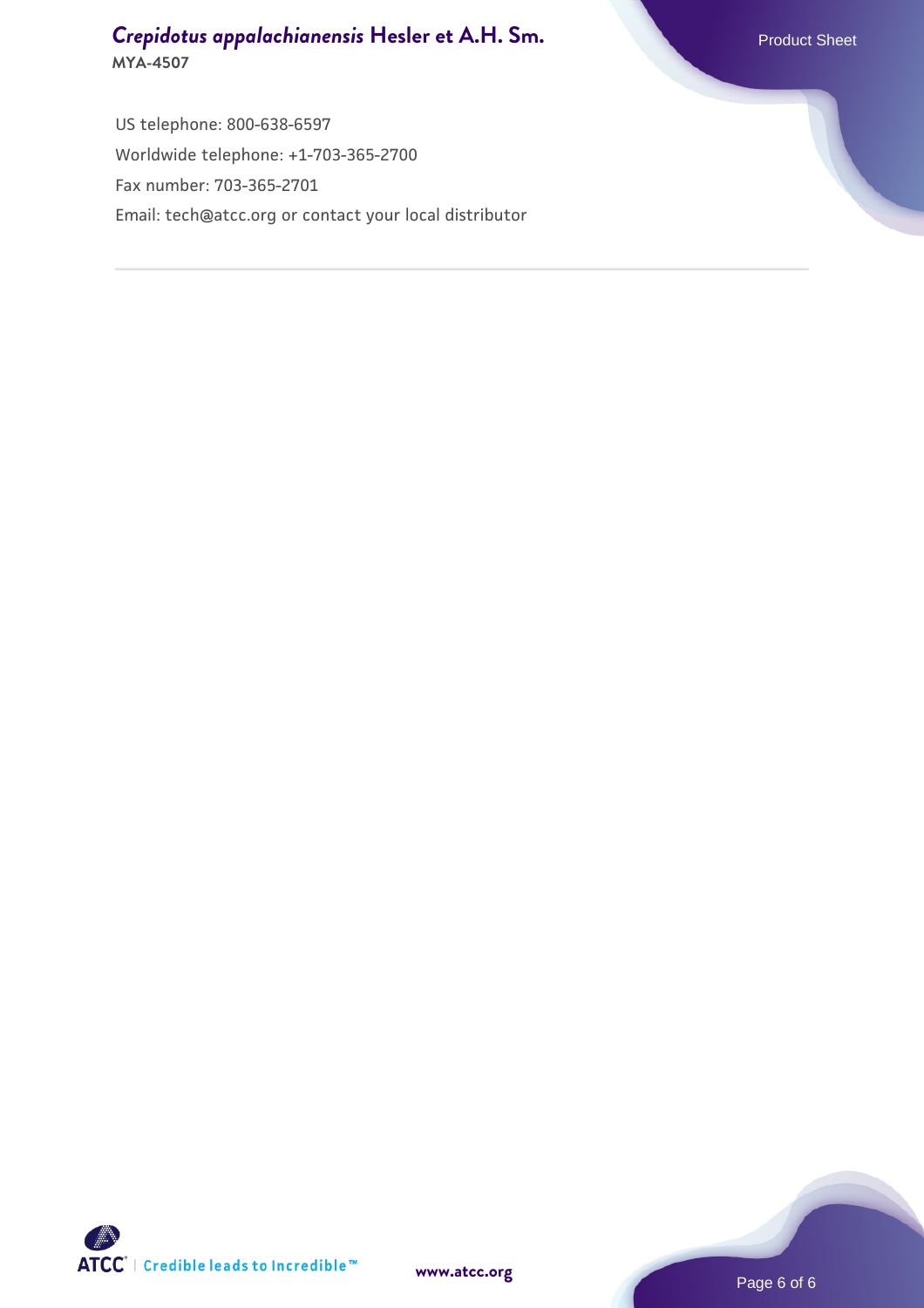US telephone: 800-638-6597

Worldwide telephone: +1-703-365-2700

Fax number: 703-365-2701

Email: tech@atcc.org or contact your local distributor